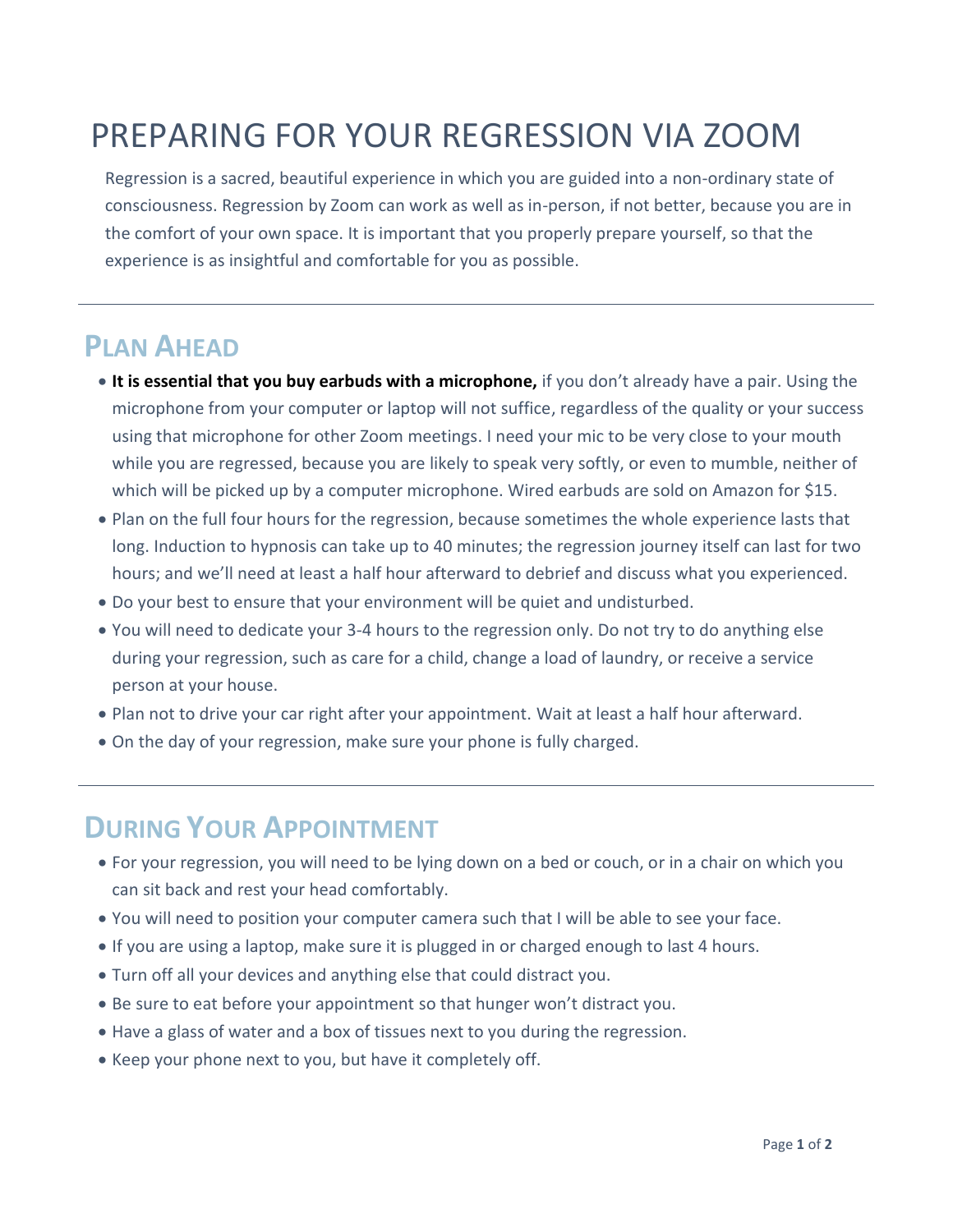# PREPARING FOR YOUR REGRESSION VIA ZOOM

Regression is a sacred, beautiful experience in which you are guided into a non-ordinary state of consciousness. Regression by Zoom can work as well as in-person, if not better, because you are in the comfort of your own space. It is important that you properly prepare yourself, so that the experience is as insightful and comfortable for you as possible.

---

## PLAN AHEAD

- **It is essential that you buy earbuds with a microphone,** if you don't already have a pair. Using the microphone from your computer or laptop will not suffice, regardless of the quality or your success using that microphone for other Zoom meetings. I need your mic to be very close to your mouth while you are regressed, because you are likely to speak very softly, or even to mumble, neither of which will be picked up by a computer microphone. Wired earbuds are sold on Amazon for $15.
- Plan on the full four hours for the regression, because sometimes the whole experience lasts that long. Induction to hypnosis can take up to 40 minutes; the regression journey itself can last for two hours; and we'll need at least a half hour afterward to debrief and discuss what you experienced.
- Do your best to ensure that your environment will be quiet and undisturbed.
- You will need to dedicate your 3-4 hours to the regression only. Do not try to do anything else during your regression, such as care for a child, change a load of laundry, or receive a service person at your house.
- Plan not to drive your car right after your appointment. Wait at least a half hour afterward.
- On the day of your regression, make sure your phone is fully charged.

---

## DURING YOUR APPOINTMENT

- For your regression, you will need to be lying down on a bed or couch, or in a chair on which you can sit back and rest your head comfortably.
- You will need to position your computer camera such that I will be able to see your face.
- If you are using a laptop, make sure it is plugged in or charged enough to last 4 hours.
- Turn off all your devices and anything else that could distract you.
- Be sure to eat before your appointment so that hunger won't distract you.
- Have a glass of water and a box of tissues next to you during the regression.
- Keep your phone next to you, but have it completely off.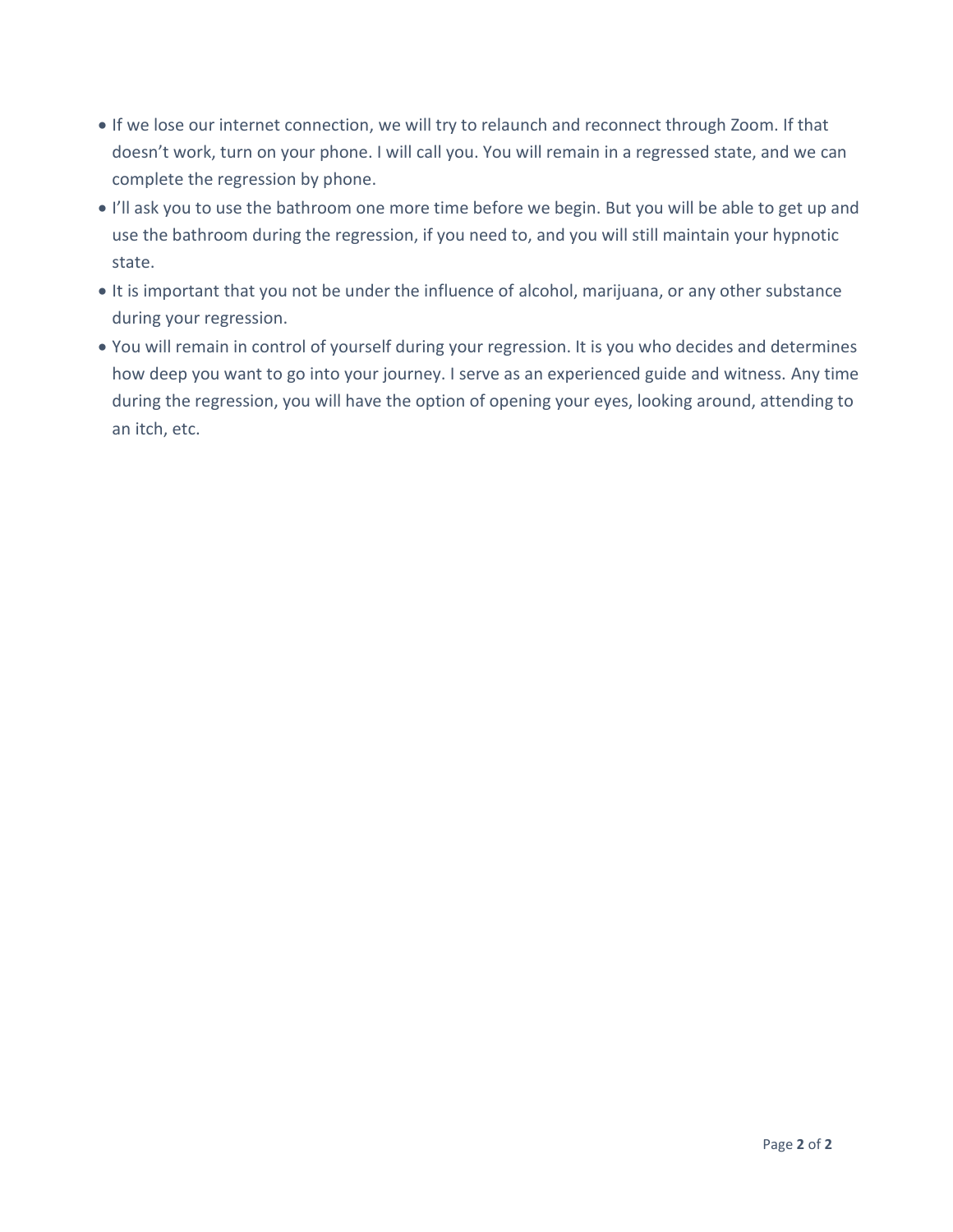- If we lose our internet connection, we will try to relaunch and reconnect through Zoom. If that doesn't work, turn on your phone. I will call you. You will remain in a regressed state, and we can complete the regression by phone.
- I'll ask you to use the bathroom one more time before we begin. But you will be able to get up and use the bathroom during the regression, if you need to, and you will still maintain your hypnotic state.
- It is important that you not be under the influence of alcohol, marijuana, or any other substance during your regression.
- You will remain in control of yourself during your regression. It is you who decides and determines how deep you want to go into your journey. I serve as an experienced guide and witness. Any time during the regression, you will have the option of opening your eyes, looking around, attending to an itch, etc.